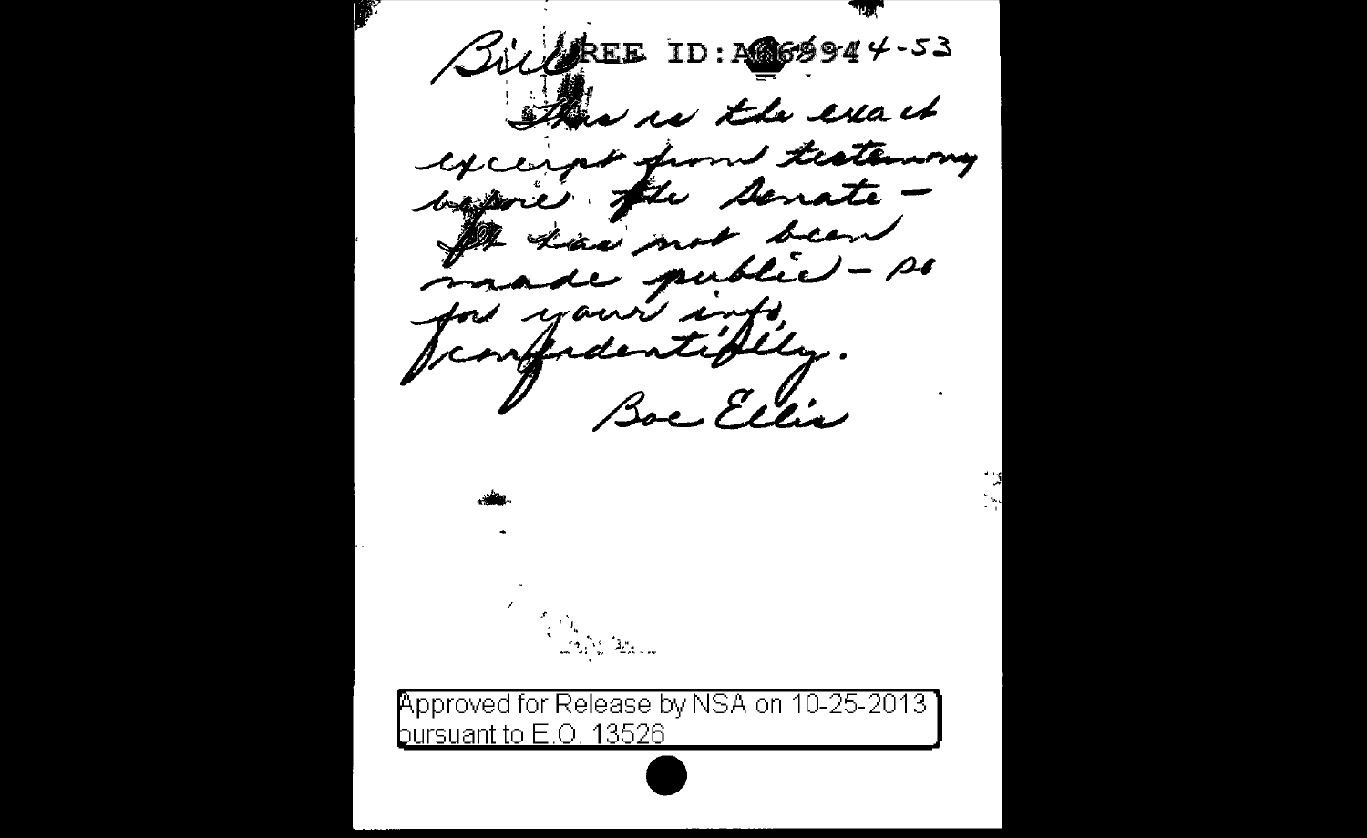Bill REF ID:A66944-53

This is the exact excerpt from testimony before the Senate — It has not been made public — so for your info confidentially.

Boe Ellis

Approved for Release by NSA on 10-25-2013 pursuant to E.O. 13526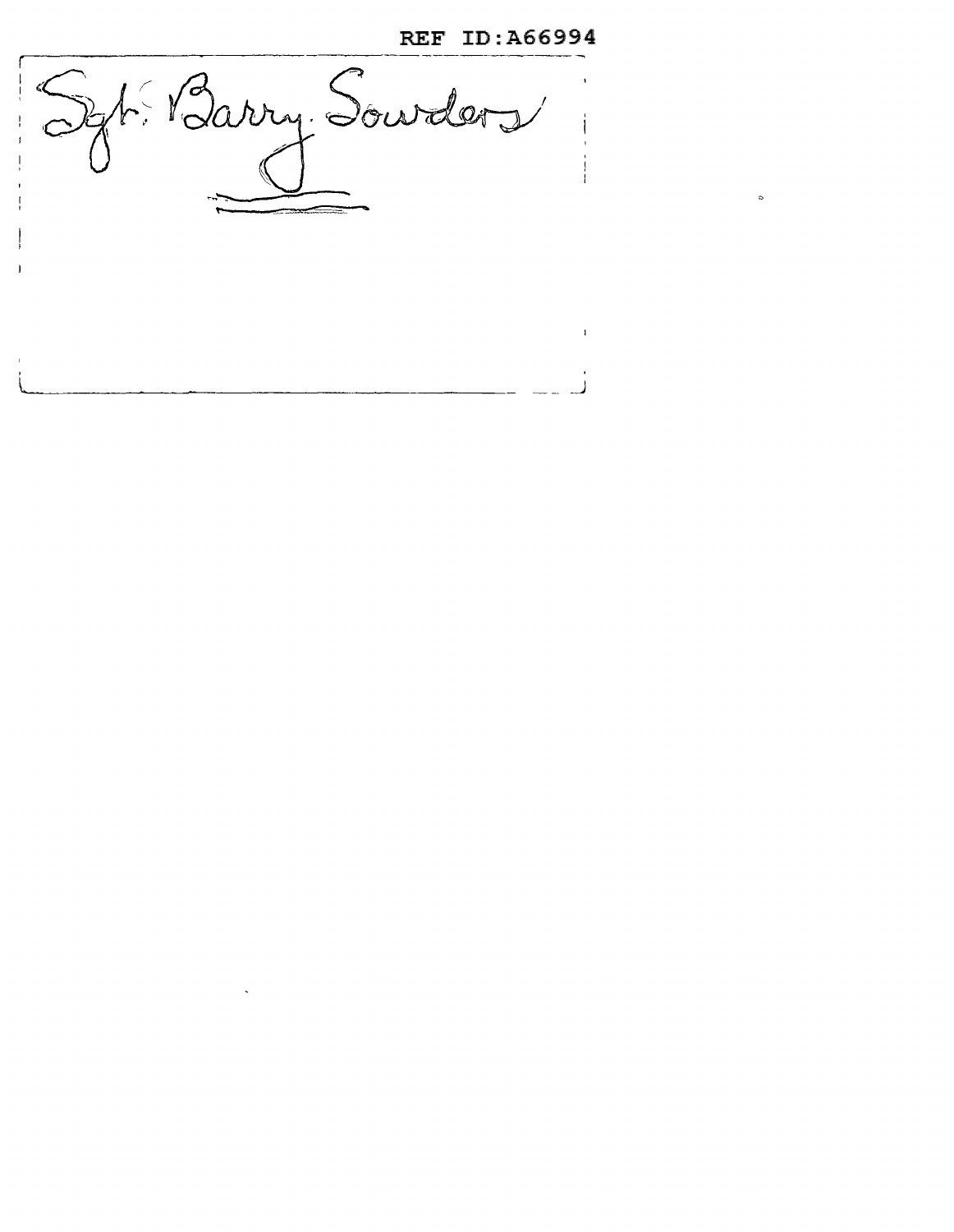REF ID:A66994

Sgt. Barry Sowders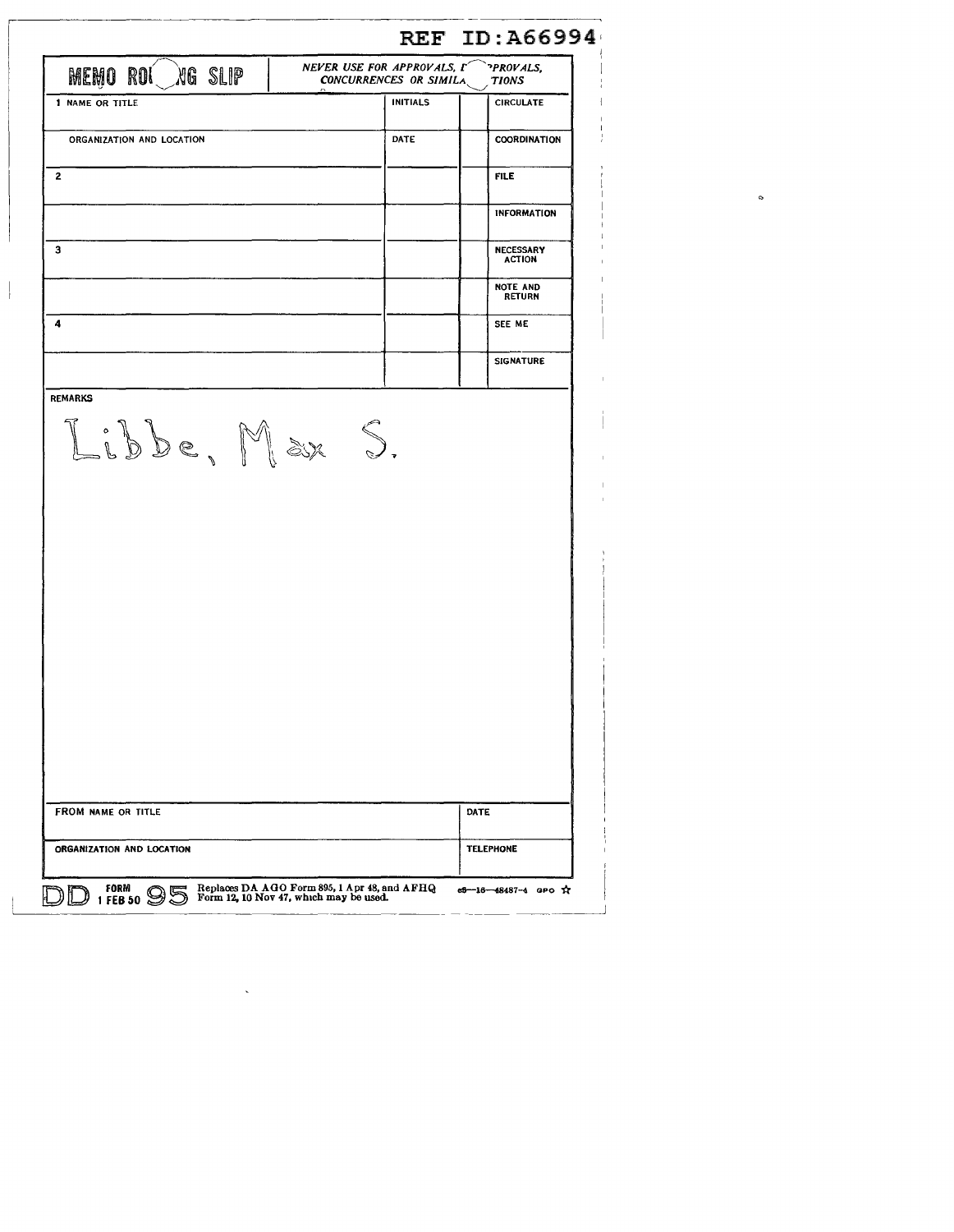REF ID:A66994

# MEMO ROUTING SLIP

*NEVER USE FOR APPROVALS, DISAPPROVALS, CONCURRENCES OR SIMILAR ACTIONS*

| | INITIALS | | |
|---|---|---|---|
| 1 NAME OR TITLE | INITIALS | | CIRCULATE |
| ORGANIZATION AND LOCATION | DATE | | COORDINATION |
| 2 | | | FILE |
| | | | INFORMATION |
| 3 | | | NECESSARY ACTION |
| | | | NOTE AND RETURN |
| 4 | | | SEE ME |
| | | | SIGNATURE |

REMARKS

Libbe, Max S.

| | |
|---|---|
| FROM NAME OR TITLE | DATE |
| ORGANIZATION AND LOCATION | TELEPHONE |

DD FORM 1 FEB 50 95 Replaces DA AGO Form 895, 1 Apr 48, and AFHQ Form 12, 10 Nov 47, which may be used. 16—48487-4 GPO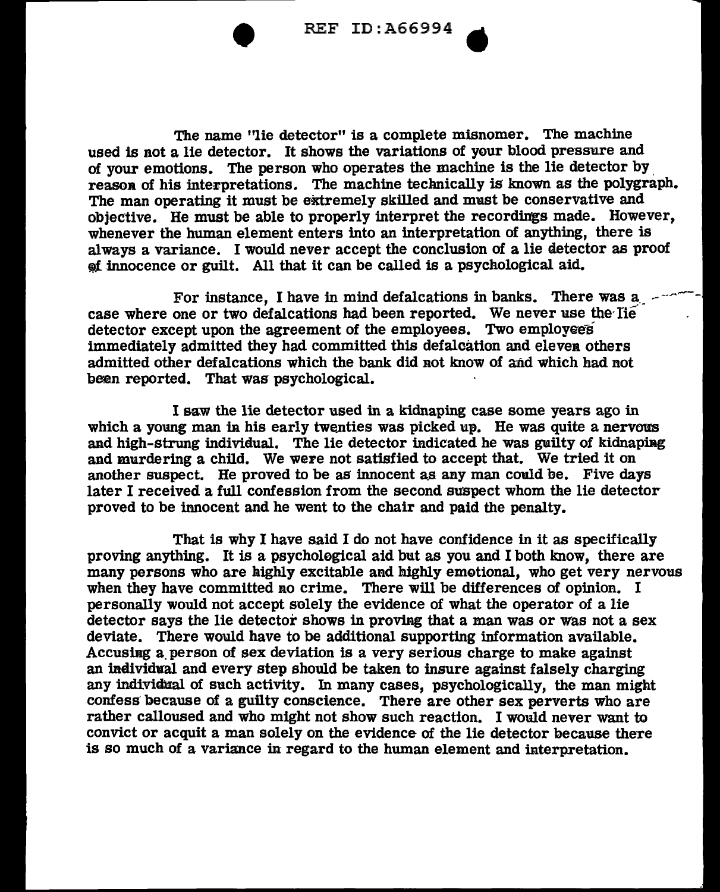The name "lie detector" is a complete misnomer. The machine used is not a lie detector. It shows the variations of your blood pressure and of your emotions. The person who operates the machine is the lie detector by reason of his interpretations. The machine technically is known as the polygraph. The man operating it must be extremely skilled and must be conservative and objective. He must be able to properly interpret the recordings made. However, whenever the human element enters into an interpretation of anything, there is always a variance. I would never accept the conclusion of a lie detector as proof of innocence or guilt. All that it can be called is a psychological aid.

For instance, I have in mind defalcations in banks. There was a case where one or two defalcations had been reported. We never use the lie detector except upon the agreement of the employees. Two employees immediately admitted they had committed this defalcation and eleven others admitted other defalcations which the bank did not know of and which had not been reported. That was psychological.

I saw the lie detector used in a kidnaping case some years ago in which a young man in his early twenties was picked up. He was quite a nervous and high-strung individual. The lie detector indicated he was guilty of kidnaping and murdering a child. We were not satisfied to accept that. We tried it on another suspect. He proved to be as innocent as any man could be. Five days later I received a full confession from the second suspect whom the lie detector proved to be innocent and he went to the chair and paid the penalty.

That is why I have said I do not have confidence in it as specifically proving anything. It is a psychological aid but as you and I both know, there are many persons who are highly excitable and highly emotional, who get very nervous when they have committed no crime. There will be differences of opinion. I personally would not accept solely the evidence of what the operator of a lie detector says the lie detector shows in proving that a man was or was not a sex deviate. There would have to be additional supporting information available. Accusing a person of sex deviation is a very serious charge to make against an individual and every step should be taken to insure against falsely charging any individual of such activity. In many cases, psychologically, the man might confess because of a guilty conscience. There are other sex perverts who are rather calloused and who might not show such reaction. I would never want to convict or acquit a man solely on the evidence of the lie detector because there is so much of a variance in regard to the human element and interpretation.